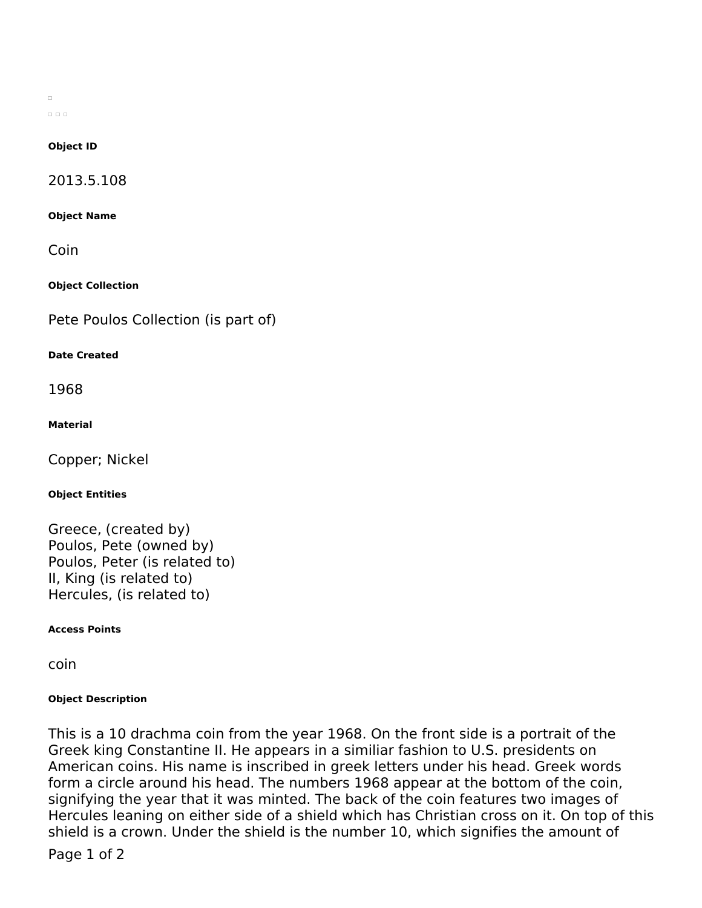#### Object ID

2013.5.108

#### Object Name

Coin

#### Object Collection

Pete Poulos Collection (is part of)

#### Date Created

1968

#### Material

Copper; Nickel

#### Object Entities

Greece, (created by)
Poulos, Pete (owned by)
Poulos, Peter (is related to)
II, King (is related to)
Hercules, (is related to)

#### Access Points

coin

#### Object Description

This is a 10 drachma coin from the year 1968. On the front side is a portrait of the Greek king Constantine II. He appears in a similiar fashion to U.S. presidents on American coins. His name is inscribed in greek letters under his head. Greek words form a circle around his head. The numbers 1968 appear at the bottom of the coin, signifying the year that it was minted. The back of the coin features two images of Hercules leaning on either side of a shield which has Christian cross on it. On top of this shield is a crown. Under the shield is the number 10, which signifies the amount of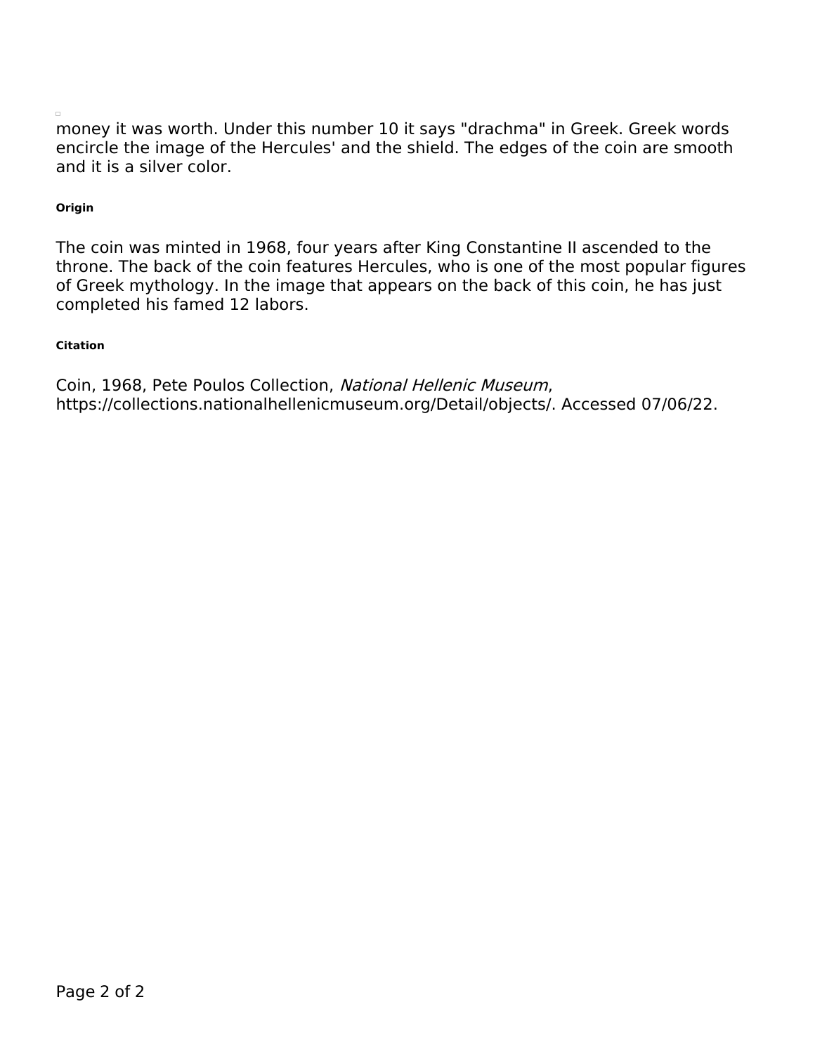money it was worth. Under this number 10 it says "drachma" in Greek. Greek words encircle the image of the Hercules' and the shield. The edges of the coin are smooth and it is a silver color.

#### Origin

The coin was minted in 1968, four years after King Constantine II ascended to the throne. The back of the coin features Hercules, who is one of the most popular figures of Greek mythology. In the image that appears on the back of this coin, he has just completed his famed 12 labors.

#### Citation

Coin, 1968, Pete Poulos Collection, *National Hellenic Museum*, https://collections.nationalhellenicmuseum.org/Detail/objects/. Accessed 07/06/22.